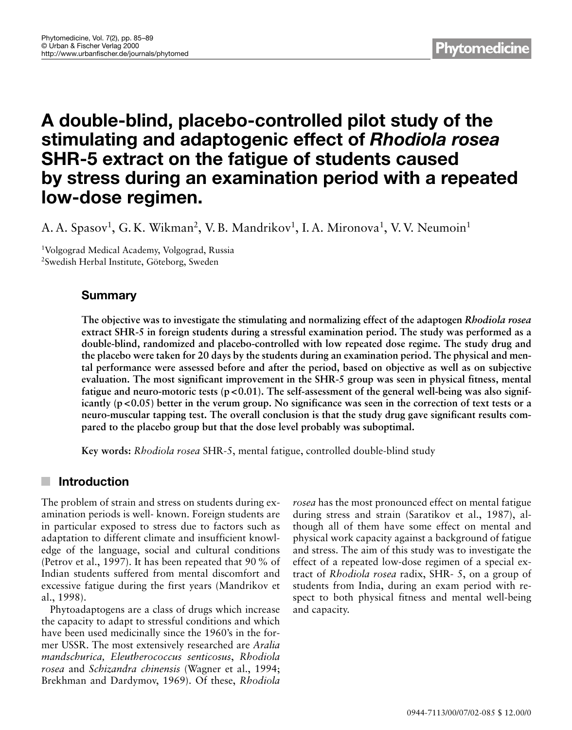# A double-blind, placebo-controlled pilot study of the stimulating and adaptogenic effect of *Rhodiola rosea* SHR-5 extract on the fatigue of students caused by stress during an examination period with a repeated low-dose regimen.

A. A. Spasov[1], G. K. Wikman[2], V. B. Mandrikov[1], I. A. Mironova[1], V. V. Neumoin[1]

[1]Volgograd Medical Academy, Volgograd, Russia
[2]Swedish Herbal Institute, Göteborg, Sweden

## Summary

**The objective was to investigate the stimulating and normalizing effect of the adaptogen *Rhodiola rosea* extract SHR-5 in foreign students during a stressful examination period. The study was performed as a double-blind, randomized and placebo-controlled with low repeated dose regime. The study drug and the placebo were taken for 20 days by the students during an examination period. The physical and mental performance were assessed before and after the period, based on objective as well as on subjective evaluation. The most significant improvement in the SHR-5 group was seen in physical fitness, mental fatigue and neuro-motoric tests ($p < 0.01$). The self-assessment of the general well-being was also significantly ($p < 0.05$) better in the verum group. No significance was seen in the correction of text tests or a neuro-muscular tapping test. The overall conclusion is that the study drug gave significant results compared to the placebo group but that the dose level probably was suboptimal.**

**Key words:** *Rhodiola rosea* SHR-5, mental fatigue, controlled double-blind study

## Introduction

The problem of strain and stress on students during examination periods is well- known. Foreign students are in particular exposed to stress due to factors such as adaptation to different climate and insufficient knowledge of the language, social and cultural conditions (Petrov et al., 1997). It has been repeated that 90 % of Indian students suffered from mental discomfort and excessive fatigue during the first years (Mandrikov et al., 1998).

Phytoadaptogens are a class of drugs which increase the capacity to adapt to stressful conditions and which have been used medicinally since the 1960's in the former USSR. The most extensively researched are *Aralia mandschurica*, *Eleutherococcus senticosus*, *Rhodiola rosea* and *Schizandra chinensis* (Wagner et al., 1994; Brekhman and Dardymov, 1969). Of these, *Rhodiola rosea* has the most pronounced effect on mental fatigue during stress and strain (Saratikov et al., 1987), although all of them have some effect on mental and physical work capacity against a background of fatigue and stress. The aim of this study was to investigate the effect of a repeated low-dose regimen of a special extract of *Rhodiola rosea* radix, SHR- 5, on a group of students from India, during an exam period with respect to both physical fitness and mental well-being and capacity.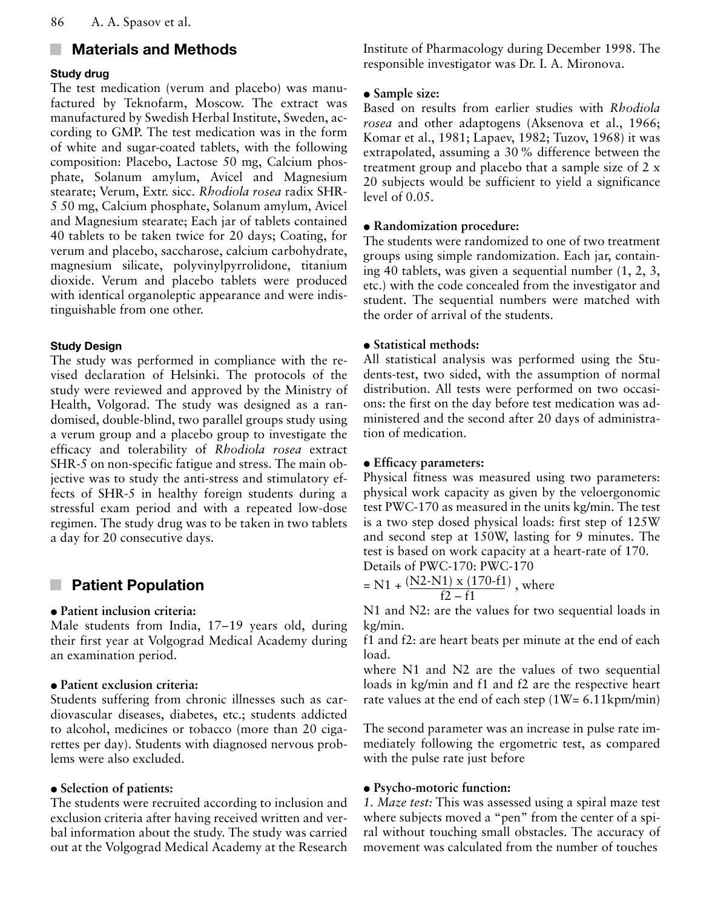## Materials and Methods

### Study drug

The test medication (verum and placebo) was manufactured by Teknofarm, Moscow. The extract was manufactured by Swedish Herbal Institute, Sweden, according to GMP. The test medication was in the form of white and sugar-coated tablets, with the following composition: Placebo, Lactose 50 mg, Calcium phosphate, Solanum amylum, Avicel and Magnesium stearate; Verum, Extr. sicc. *Rhodiola rosea* radix SHR-5 50 mg, Calcium phosphate, Solanum amylum, Avicel and Magnesium stearate; Each jar of tablets contained 40 tablets to be taken twice for 20 days; Coating, for verum and placebo, saccharose, calcium carbohydrate, magnesium silicate, polyvinylpyrrolidone, titanium dioxide. Verum and placebo tablets were produced with identical organoleptic appearance and were indistinguishable from one other.

### Study Design

The study was performed in compliance with the revised declaration of Helsinki. The protocols of the study were reviewed and approved by the Ministry of Health, Volgorad. The study was designed as a randomised, double-blind, two parallel groups study using a verum group and a placebo group to investigate the efficacy and tolerability of *Rhodiola rosea* extract SHR-5 on non-specific fatigue and stress. The main objective was to study the anti-stress and stimulatory effects of SHR-5 in healthy foreign students during a stressful exam period and with a repeated low-dose regimen. The study drug was to be taken in two tablets a day for 20 consecutive days.

## Patient Population

- **Patient inclusion criteria:**

Male students from India, 17–19 years old, during their first year at Volgograd Medical Academy during an examination period.

- **Patient exclusion criteria:**

Students suffering from chronic illnesses such as cardiovascular diseases, diabetes, etc.; students addicted to alcohol, medicines or tobacco (more than 20 cigarettes per day). Students with diagnosed nervous problems were also excluded.

- **Selection of patients:**

The students were recruited according to inclusion and exclusion criteria after having received written and verbal information about the study. The study was carried out at the Volgograd Medical Academy at the Research Institute of Pharmacology during December 1998. The responsible investigator was Dr. I. A. Mironova.

- **Sample size:**

Based on results from earlier studies with *Rhodiola rosea* and other adaptogens (Aksenova et al., 1966; Komar et al., 1981; Lapaev, 1982; Tuzov, 1968) it was extrapolated, assuming a 30 % difference between the treatment group and placebo that a sample size of 2 x 20 subjects would be sufficient to yield a significance level of 0.05.

- **Randomization procedure:**

The students were randomized to one of two treatment groups using simple randomization. Each jar, containing 40 tablets, was given a sequential number (1, 2, 3, etc.) with the code concealed from the investigator and student. The sequential numbers were matched with the order of arrival of the students.

- **Statistical methods:**

All statistical analysis was performed using the Students-test, two sided, with the assumption of normal distribution. All tests were performed on two occasions: the first on the day before test medication was administered and the second after 20 days of administration of medication.

- **Efficacy parameters:**

Physical fitness was measured using two parameters: physical work capacity as given by the veloergonomic test PWC-170 as measured in the units kg/min. The test is a two step dosed physical loads: first step of 125W and second step at 150W, lasting for 9 minutes. The test is based on work capacity at a heart-rate of 170.

Details of PWC-170: PWC-170

$$= N1 + \frac{(N2 - N1) \times (170 - f1)}{f2 - f1}, \text{ where}$$

N1 and N2: are the values for two sequential loads in kg/min.

f1 and f2: are heart beats per minute at the end of each load.

where N1 and N2 are the values of two sequential loads in kg/min and f1 and f2 are the respective heart rate values at the end of each step (1W= 6.11kpm/min)

The second parameter was an increase in pulse rate immediately following the ergometric test, as compared with the pulse rate just before

- **Psycho-motoric function:**

*1. Maze test:* This was assessed using a spiral maze test where subjects moved a "pen" from the center of a spiral without touching small obstacles. The accuracy of movement was calculated from the number of touches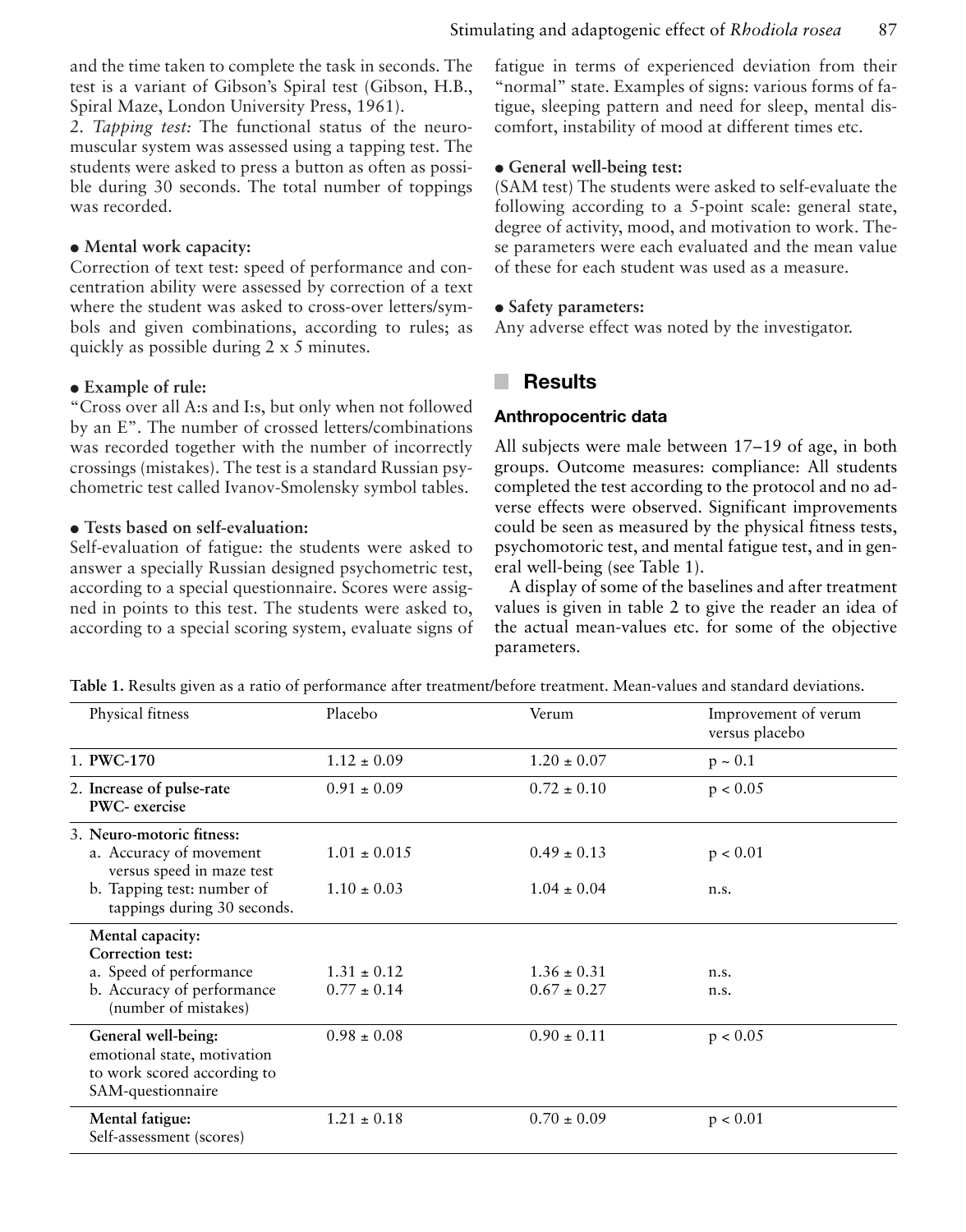and the time taken to complete the task in seconds. The test is a variant of Gibson's Spiral test (Gibson, H.B., Spiral Maze, London University Press, 1961).

*2. Tapping test:* The functional status of the neuromuscular system was assessed using a tapping test. The students were asked to press a button as often as possible during 30 seconds. The total number of toppings was recorded.

- **Mental work capacity:**

Correction of text test: speed of performance and concentration ability were assessed by correction of a text where the student was asked to cross-over letters/symbols and given combinations, according to rules; as quickly as possible during 2 x 5 minutes.

- **Example of rule:**

"Cross over all A:s and I:s, but only when not followed by an E". The number of crossed letters/combinations was recorded together with the number of incorrectly crossings (mistakes). The test is a standard Russian psychometric test called Ivanov-Smolensky symbol tables.

- **Tests based on self-evaluation:**

Self-evaluation of fatigue: the students were asked to answer a specially Russian designed psychometric test, according to a special questionnaire. Scores were assigned in points to this test. The students were asked to, according to a special scoring system, evaluate signs of fatigue in terms of experienced deviation from their "normal" state. Examples of signs: various forms of fatigue, sleeping pattern and need for sleep, mental discomfort, instability of mood at different times etc.

- **General well-being test:**

(SAM test) The students were asked to self-evaluate the following according to a 5-point scale: general state, degree of activity, mood, and motivation to work. These parameters were each evaluated and the mean value of these for each student was used as a measure.

- **Safety parameters:**

Any adverse effect was noted by the investigator.

## Results

### Anthropocentric data

All subjects were male between 17–19 of age, in both groups. Outcome measures: compliance: All students completed the test according to the protocol and no adverse effects were observed. Significant improvements could be seen as measured by the physical fitness tests, psychomotoric test, and mental fatigue test, and in general well-being (see Table 1).

A display of some of the baselines and after treatment values is given in table 2 to give the reader an idea of the actual mean-values etc. for some of the objective parameters.

**Table 1.** Results given as a ratio of performance after treatment/before treatment. Mean-values and standard deviations.

| Physical fitness | Placebo | Verum | Improvement of verum versus placebo |
|---|---|---|---|
| 1. **PWC-170** | 1.12 ± 0.09 | 1.20 ± 0.07 | $p \sim 0.1$ |
| 2. **Increase of pulse-rate PWC- exercise** | 0.91 ± 0.09 | 0.72 ± 0.10 | $p < 0.05$ |
| 3. **Neuro-motoric fitness:** | | | |
| a. Accuracy of movement versus speed in maze test | 1.01 ± 0.015 | 0.49 ± 0.13 | $p < 0.01$ |
| b. Tapping test: number of tappings during 30 seconds. | 1.10 ± 0.03 | 1.04 ± 0.04 | n.s. |
| **Mental capacity:** **Correction test:** | | | |
| a. Speed of performance | 1.31 ± 0.12 | 1.36 ± 0.31 | n.s. |
| b. Accuracy of performance (number of mistakes) | 0.77 ± 0.14 | 0.67 ± 0.27 | n.s. |
| **General well-being:** emotional state, motivation to work scored according to SAM-questionnaire | 0.98 ± 0.08 | 0.90 ± 0.11 | $p < 0.05$ |
| **Mental fatigue:** Self-assessment (scores) | 1.21 ± 0.18 | 0.70 ± 0.09 | $p < 0.01$ |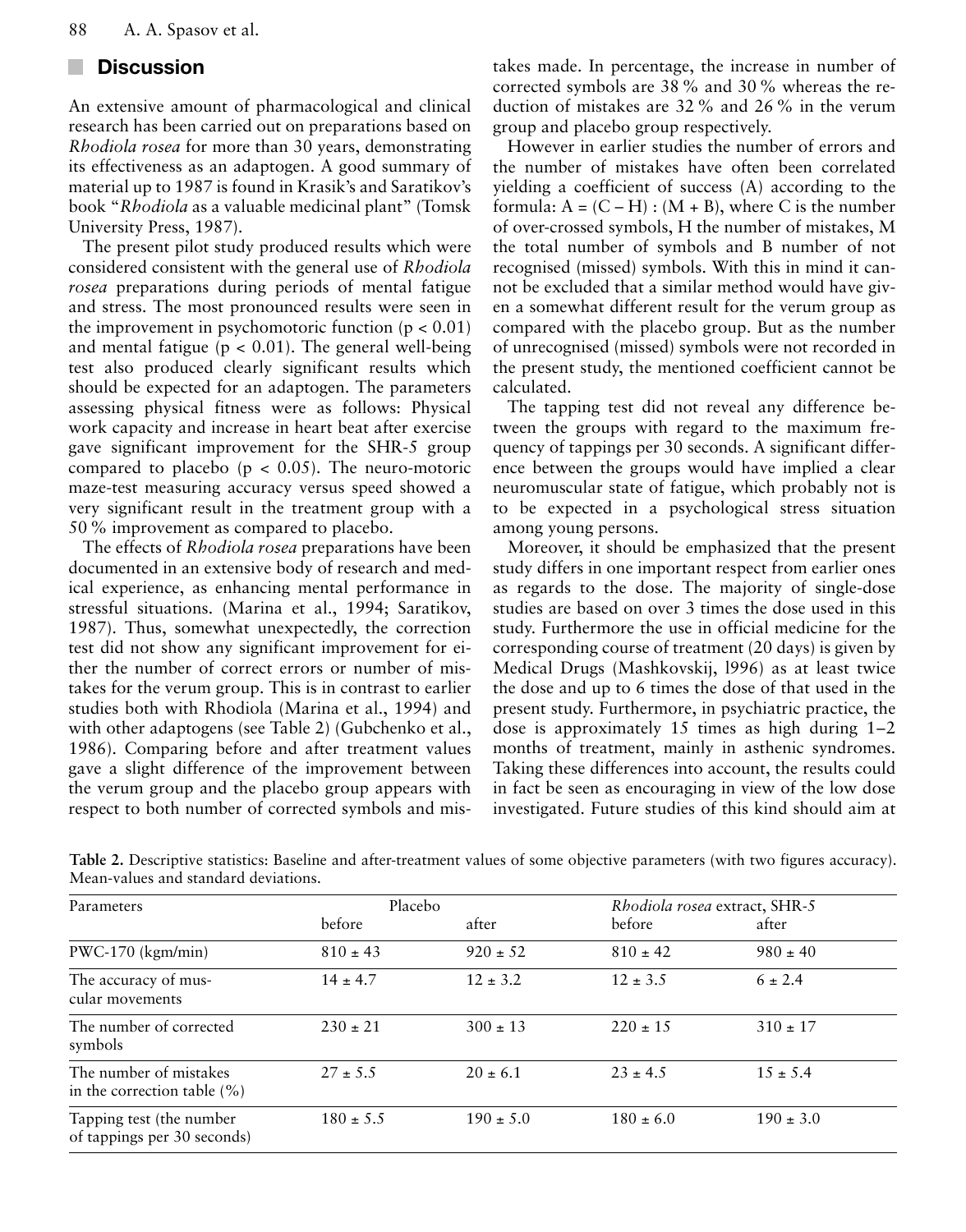## Discussion

An extensive amount of pharmacological and clinical research has been carried out on preparations based on *Rhodiola rosea* for more than 30 years, demonstrating its effectiveness as an adaptogen. A good summary of material up to 1987 is found in Krasik's and Saratikov's book "*Rhodiola* as a valuable medicinal plant" (Tomsk University Press, 1987).

The present pilot study produced results which were considered consistent with the general use of *Rhodiola rosea* preparations during periods of mental fatigue and stress. The most pronounced results were seen in the improvement in psychomotoric function ($p < 0.01$) and mental fatigue ($p < 0.01$). The general well-being test also produced clearly significant results which should be expected for an adaptogen. The parameters assessing physical fitness were as follows: Physical work capacity and increase in heart beat after exercise gave significant improvement for the SHR-5 group compared to placebo ($p < 0.05$). The neuro-motoric maze-test measuring accuracy versus speed showed a very significant result in the treatment group with a 50 % improvement as compared to placebo.

The effects of *Rhodiola rosea* preparations have been documented in an extensive body of research and medical experience, as enhancing mental performance in stressful situations. (Marina et al., 1994; Saratikov, 1987). Thus, somewhat unexpectedly, the correction test did not show any significant improvement for either the number of correct errors or number of mistakes for the verum group. This is in contrast to earlier studies both with Rhodiola (Marina et al., 1994) and with other adaptogens (see Table 2) (Gubchenko et al., 1986). Comparing before and after treatment values gave a slight difference of the improvement between the verum group and the placebo group appears with respect to both number of corrected symbols and mistakes made. In percentage, the increase in number of corrected symbols are 38 % and 30 % whereas the reduction of mistakes are 32 % and 26 % in the verum group and placebo group respectively.

However in earlier studies the number of errors and the number of mistakes have often been correlated yielding a coefficient of success (A) according to the formula: $A = (C - H) : (M + B)$, where C is the number of over-crossed symbols, H the number of mistakes, M the total number of symbols and B number of not recognised (missed) symbols. With this in mind it cannot be excluded that a similar method would have given a somewhat different result for the verum group as compared with the placebo group. But as the number of unrecognised (missed) symbols were not recorded in the present study, the mentioned coefficient cannot be calculated.

The tapping test did not reveal any difference between the groups with regard to the maximum frequency of tappings per 30 seconds. A significant difference between the groups would have implied a clear neuromuscular state of fatigue, which probably not is to be expected in a psychological stress situation among young persons.

Moreover, it should be emphasized that the present study differs in one important respect from earlier ones as regards to the dose. The majority of single-dose studies are based on over 3 times the dose used in this study. Furthermore the use in official medicine for the corresponding course of treatment (20 days) is given by Medical Drugs (Mashkovskij, l996) as at least twice the dose and up to 6 times the dose of that used in the present study. Furthermore, in psychiatric practice, the dose is approximately 15 times as high during 1–2 months of treatment, mainly in asthenic syndromes. Taking these differences into account, the results could in fact be seen as encouraging in view of the low dose investigated. Future studies of this kind should aim at

**Table 2.** Descriptive statistics: Baseline and after-treatment values of some objective parameters (with two figures accuracy). Mean-values and standard deviations.

| Parameters | Placebo | | *Rhodiola rosea* extract, SHR-5 | |
|---|---|---|---|---|
| | before | after | before | after |
| PWC-170 (kgm/min) | 810 ± 43 | 920 ± 52 | 810 ± 42 | 980 ± 40 |
| The accuracy of muscular movements | 14 ± 4.7 | 12 ± 3.2 | 12 ± 3.5 | 6 ± 2.4 |
| The number of corrected symbols | 230 ± 21 | 300 ± 13 | 220 ± 15 | 310 ± 17 |
| The number of mistakes in the correction table (%) | 27 ± 5.5 | 20 ± 6.1 | 23 ± 4.5 | 15 ± 5.4 |
| Tapping test (the number of tappings per 30 seconds) | 180 ± 5.5 | 190 ± 5.0 | 180 ± 6.0 | 190 ± 3.0 |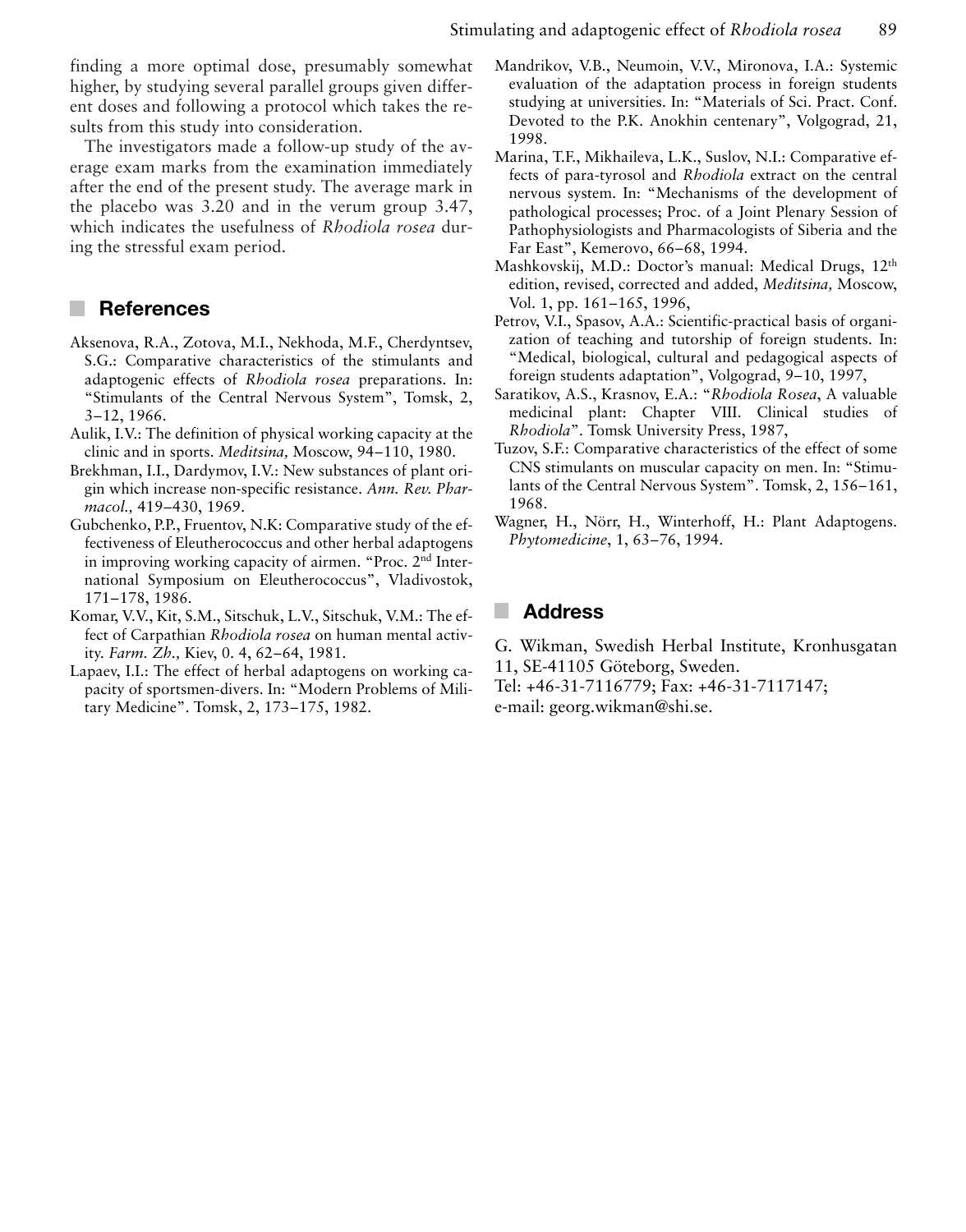finding a more optimal dose, presumably somewhat higher, by studying several parallel groups given different doses and following a protocol which takes the results from this study into consideration.

The investigators made a follow-up study of the average exam marks from the examination immediately after the end of the present study. The average mark in the placebo was 3.20 and in the verum group 3.47, which indicates the usefulness of *Rhodiola rosea* during the stressful exam period.

## References

Aksenova, R.A., Zotova, M.I., Nekhoda, M.F., Cherdyntsev, S.G.: Comparative characteristics of the stimulants and adaptogenic effects of *Rhodiola rosea* preparations. In: "Stimulants of the Central Nervous System", Tomsk, 2, 3–12, 1966.

Aulik, I.V.: The definition of physical working capacity at the clinic and in sports. *Meditsina,* Moscow, 94–110, 1980.

Brekhman, I.I., Dardymov, I.V.: New substances of plant origin which increase non-specific resistance. *Ann. Rev. Pharmacol.,* 419–430, 1969.

Gubchenko, P.P., Fruentov, N.K: Comparative study of the effectiveness of Eleutherococcus and other herbal adaptogens in improving working capacity of airmen. "Proc. 2nd International Symposium on Eleutherococcus", Vladivostok, 171–178, 1986.

Komar, V.V., Kit, S.M., Sitschuk, L.V., Sitschuk, V.M.: The effect of Carpathian *Rhodiola rosea* on human mental activity. *Farm. Zh.,* Kiev, 0. 4, 62–64, 1981.

Lapaev, I.I.: The effect of herbal adaptogens on working capacity of sportsmen-divers. In: "Modern Problems of Military Medicine". Tomsk, 2, 173–175, 1982.

Mandrikov, V.B., Neumoin, V.V., Mironova, I.A.: Systemic evaluation of the adaptation process in foreign students studying at universities. In: "Materials of Sci. Pract. Conf. Devoted to the P.K. Anokhin centenary", Volgograd, 21, 1998.

Marina, T.F., Mikhaileva, L.K., Suslov, N.I.: Comparative effects of para-tyrosol and *Rhodiola* extract on the central nervous system. In: "Mechanisms of the development of pathological processes; Proc. of a Joint Plenary Session of Pathophysiologists and Pharmacologists of Siberia and the Far East", Kemerovo, 66–68, 1994.

Mashkovskij, M.D.: Doctor's manual: Medical Drugs, 12th edition, revised, corrected and added, *Meditsina,* Moscow, Vol. 1, pp. 161–165, 1996,

Petrov, V.I., Spasov, A.A.: Scientific-practical basis of organization of teaching and tutorship of foreign students. In: "Medical, biological, cultural and pedagogical aspects of foreign students adaptation", Volgograd, 9–10, 1997,

Saratikov, A.S., Krasnov, E.A.: "*Rhodiola Rosea*, A valuable medicinal plant: Chapter VIII. Clinical studies of *Rhodiola*". Tomsk University Press, 1987,

Tuzov, S.F.: Comparative characteristics of the effect of some CNS stimulants on muscular capacity on men. In: "Stimulants of the Central Nervous System". Tomsk, 2, 156–161, 1968.

Wagner, H., Nörr, H., Winterhoff, H.: Plant Adaptogens. *Phytomedicine*, 1, 63–76, 1994.

## Address

G. Wikman, Swedish Herbal Institute, Kronhusgatan 11, SE-41105 Göteborg, Sweden.
Tel: +46-31-7116779; Fax: +46-31-7117147;
e-mail: georg.wikman@shi.se.